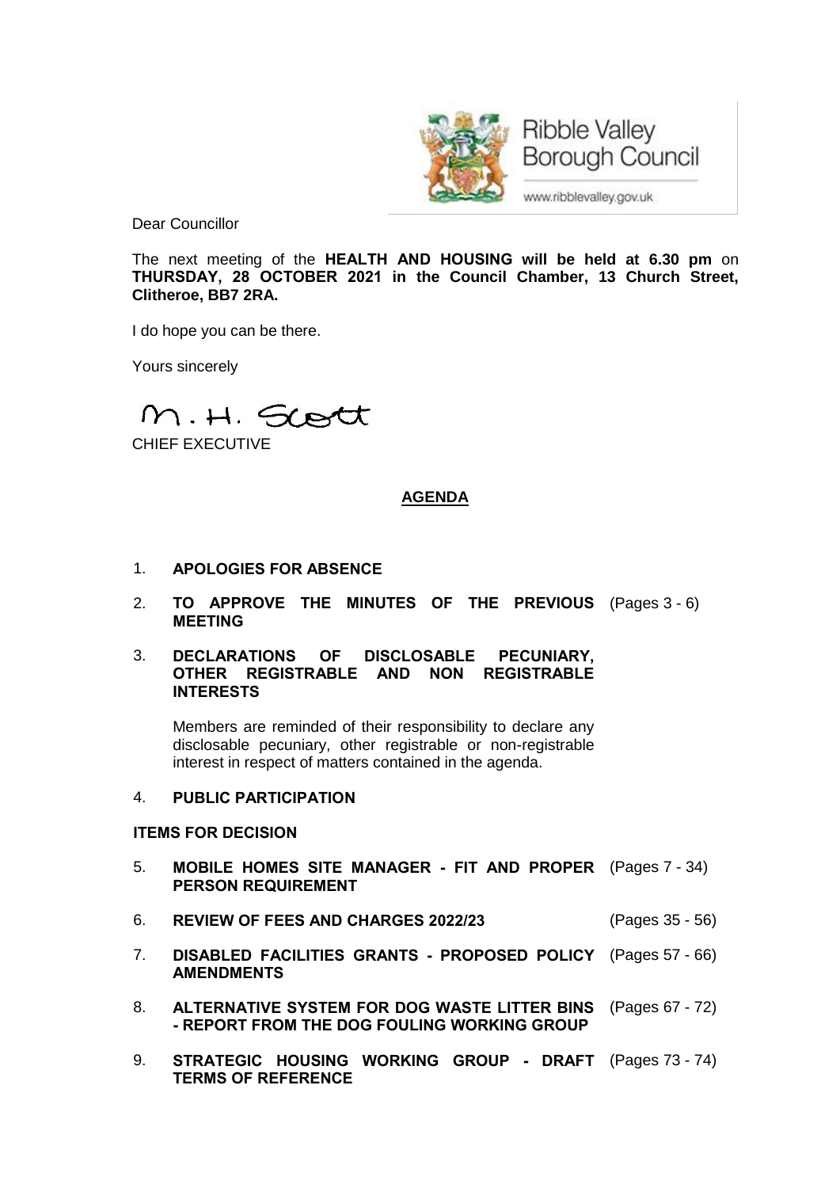Ribble Valley Borough Council

www.ribblevalley.gov.uk

Dear Councillor

The next meeting of the **HEALTH AND HOUSING will be held at 6.30 pm** on **THURSDAY, 28 OCTOBER 2021 in the Council Chamber, 13 Church Street, Clitheroe, BB7 2RA.**

I do hope you can be there.

Yours sincerely

M. H. Scott

CHIEF EXECUTIVE

## AGENDA

1. **APOLOGIES FOR ABSENCE**

2. **TO APPROVE THE MINUTES OF THE PREVIOUS MEETING** (Pages 3 - 6)

3. **DECLARATIONS OF DISCLOSABLE PECUNIARY, OTHER REGISTRABLE AND NON REGISTRABLE INTERESTS**

   Members are reminded of their responsibility to declare any disclosable pecuniary, other registrable or non-registrable interest in respect of matters contained in the agenda.

4. **PUBLIC PARTICIPATION**

**ITEMS FOR DECISION**

5. **MOBILE HOMES SITE MANAGER - FIT AND PROPER PERSON REQUIREMENT** (Pages 7 - 34)

6. **REVIEW OF FEES AND CHARGES 2022/23** (Pages 35 - 56)

7. **DISABLED FACILITIES GRANTS - PROPOSED POLICY AMENDMENTS** (Pages 57 - 66)

8. **ALTERNATIVE SYSTEM FOR DOG WASTE LITTER BINS - REPORT FROM THE DOG FOULING WORKING GROUP** (Pages 67 - 72)

9. **STRATEGIC HOUSING WORKING GROUP - DRAFT TERMS OF REFERENCE** (Pages 73 - 74)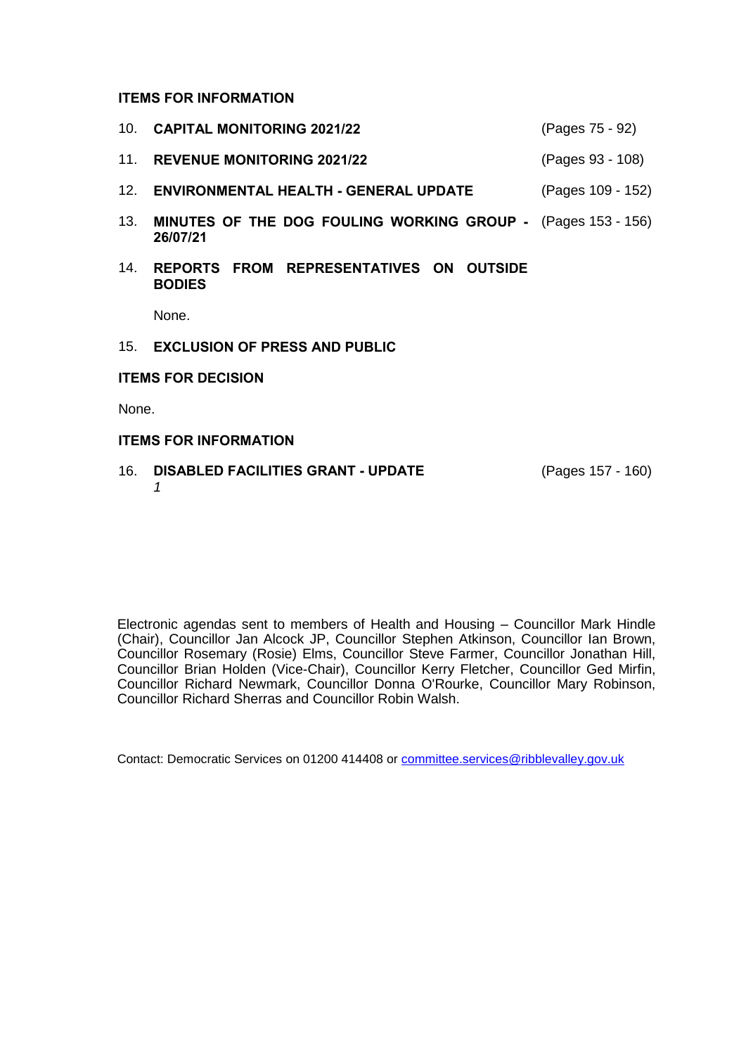**ITEMS FOR INFORMATION**

10. **CAPITAL MONITORING 2021/22** (Pages 75 - 92)

11. **REVENUE MONITORING 2021/22** (Pages 93 - 108)

12. **ENVIRONMENTAL HEALTH - GENERAL UPDATE** (Pages 109 - 152)

13. **MINUTES OF THE DOG FOULING WORKING GROUP - 26/07/21** (Pages 153 - 156)

14. **REPORTS FROM REPRESENTATIVES ON OUTSIDE BODIES**

    None.

15. **EXCLUSION OF PRESS AND PUBLIC**

**ITEMS FOR DECISION**

None.

**ITEMS FOR INFORMATION**

16. **DISABLED FACILITIES GRANT - UPDATE** (Pages 157 - 160)
    *1*

Electronic agendas sent to members of Health and Housing – Councillor Mark Hindle (Chair), Councillor Jan Alcock JP, Councillor Stephen Atkinson, Councillor Ian Brown, Councillor Rosemary (Rosie) Elms, Councillor Steve Farmer, Councillor Jonathan Hill, Councillor Brian Holden (Vice-Chair), Councillor Kerry Fletcher, Councillor Ged Mirfin, Councillor Richard Newmark, Councillor Donna O'Rourke, Councillor Mary Robinson, Councillor Richard Sherras and Councillor Robin Walsh.

Contact: Democratic Services on 01200 414408 or committee.services@ribblevalley.gov.uk